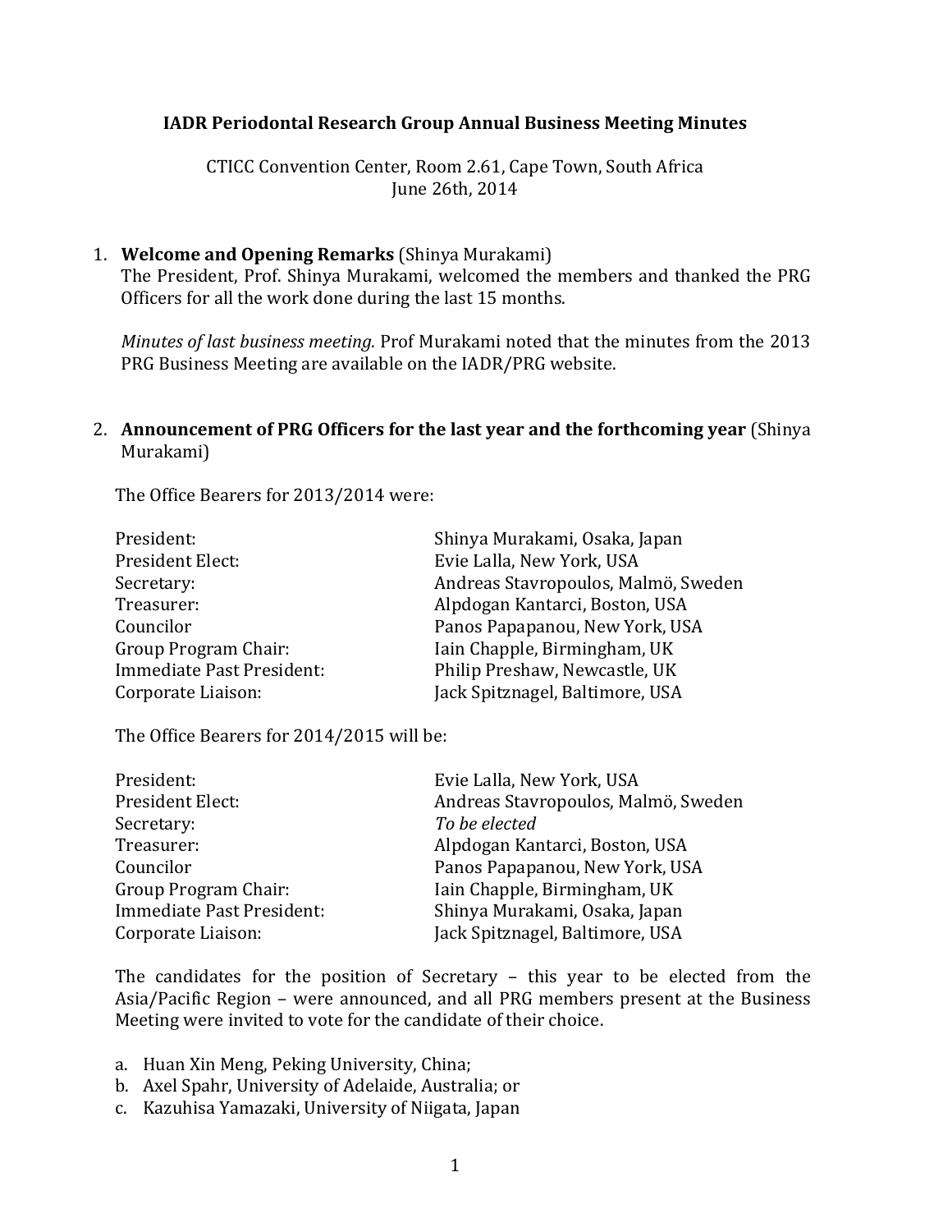# IADR Periodontal Research Group Annual Business Meeting Minutes

CTICC Convention Center, Room 2.61, Cape Town, South Africa
June 26th, 2014

1. **Welcome and Opening Remarks** (Shinya Murakami)
   The President, Prof. Shinya Murakami, welcomed the members and thanked the PRG Officers for all the work done during the last 15 months.

   *Minutes of last business meeting.* Prof Murakami noted that the minutes from the 2013 PRG Business Meeting are available on the IADR/PRG website.

2. **Announcement of PRG Officers for the last year and the forthcoming year** (Shinya Murakami)

   The Office Bearers for 2013/2014 were:

| | |
|---|---|
| President: | Shinya Murakami, Osaka, Japan |
| President Elect: | Evie Lalla, New York, USA |
| Secretary: | Andreas Stavropoulos, Malmö, Sweden |
| Treasurer: | Alpdogan Kantarci, Boston, USA |
| Councilor | Panos Papapanou, New York, USA |
| Group Program Chair: | Iain Chapple, Birmingham, UK |
| Immediate Past President: | Philip Preshaw, Newcastle, UK |
| Corporate Liaison: | Jack Spitznagel, Baltimore, USA |

   The Office Bearers for 2014/2015 will be:

| | |
|---|---|
| President: | Evie Lalla, New York, USA |
| President Elect: | Andreas Stavropoulos, Malmö, Sweden |
| Secretary: | *To be elected* |
| Treasurer: | Alpdogan Kantarci, Boston, USA |
| Councilor | Panos Papapanou, New York, USA |
| Group Program Chair: | Iain Chapple, Birmingham, UK |
| Immediate Past President: | Shinya Murakami, Osaka, Japan |
| Corporate Liaison: | Jack Spitznagel, Baltimore, USA |

   The candidates for the position of Secretary – this year to be elected from the Asia/Pacific Region – were announced, and all PRG members present at the Business Meeting were invited to vote for the candidate of their choice.

   a. Huan Xin Meng, Peking University, China;
   b. Axel Spahr, University of Adelaide, Australia; or
   c. Kazuhisa Yamazaki, University of Niigata, Japan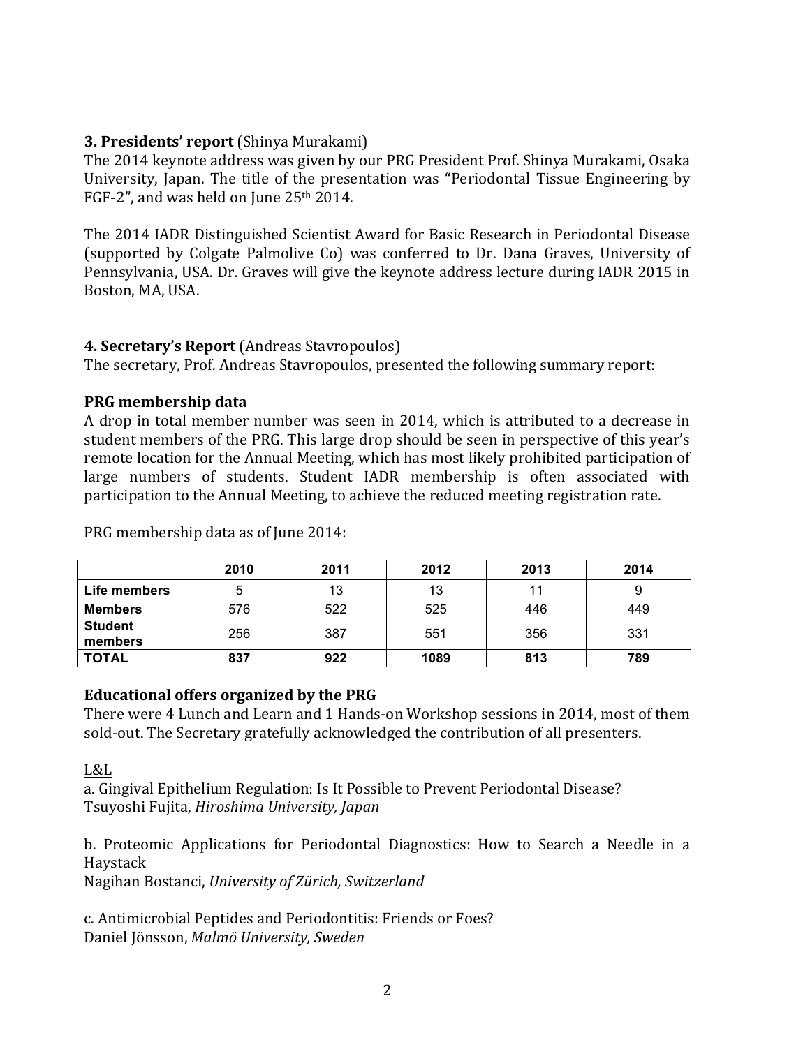**3. Presidents' report** (Shinya Murakami)

The 2014 keynote address was given by our PRG President Prof. Shinya Murakami, Osaka University, Japan. The title of the presentation was "Periodontal Tissue Engineering by FGF-2", and was held on June 25th 2014.

The 2014 IADR Distinguished Scientist Award for Basic Research in Periodontal Disease (supported by Colgate Palmolive Co) was conferred to Dr. Dana Graves, University of Pennsylvania, USA. Dr. Graves will give the keynote address lecture during IADR 2015 in Boston, MA, USA.

**4. Secretary's Report** (Andreas Stavropoulos)

The secretary, Prof. Andreas Stavropoulos, presented the following summary report:

**PRG membership data**

A drop in total member number was seen in 2014, which is attributed to a decrease in student members of the PRG. This large drop should be seen in perspective of this year's remote location for the Annual Meeting, which has most likely prohibited participation of large numbers of students. Student IADR membership is often associated with participation to the Annual Meeting, to achieve the reduced meeting registration rate.

PRG membership data as of June 2014:

| | 2010 | 2011 | 2012 | 2013 | 2014 |
|---|---|---|---|---|---|
| **Life members** | 5 | 13 | 13 | 11 | 9 |
| **Members** | 576 | 522 | 525 | 446 | 449 |
| **Student members** | 256 | 387 | 551 | 356 | 331 |
| **TOTAL** | **837** | **922** | **1089** | **813** | **789** |

**Educational offers organized by the PRG**

There were 4 Lunch and Learn and 1 Hands-on Workshop sessions in 2014, most of them sold-out. The Secretary gratefully acknowledged the contribution of all presenters.

L&L

a. Gingival Epithelium Regulation: Is It Possible to Prevent Periodontal Disease?
Tsuyoshi Fujita, *Hiroshima University, Japan*

b. Proteomic Applications for Periodontal Diagnostics: How to Search a Needle in a Haystack
Nagihan Bostanci, *University of Zürich, Switzerland*

c. Antimicrobial Peptides and Periodontitis: Friends or Foes?
Daniel Jönsson, *Malmö University, Sweden*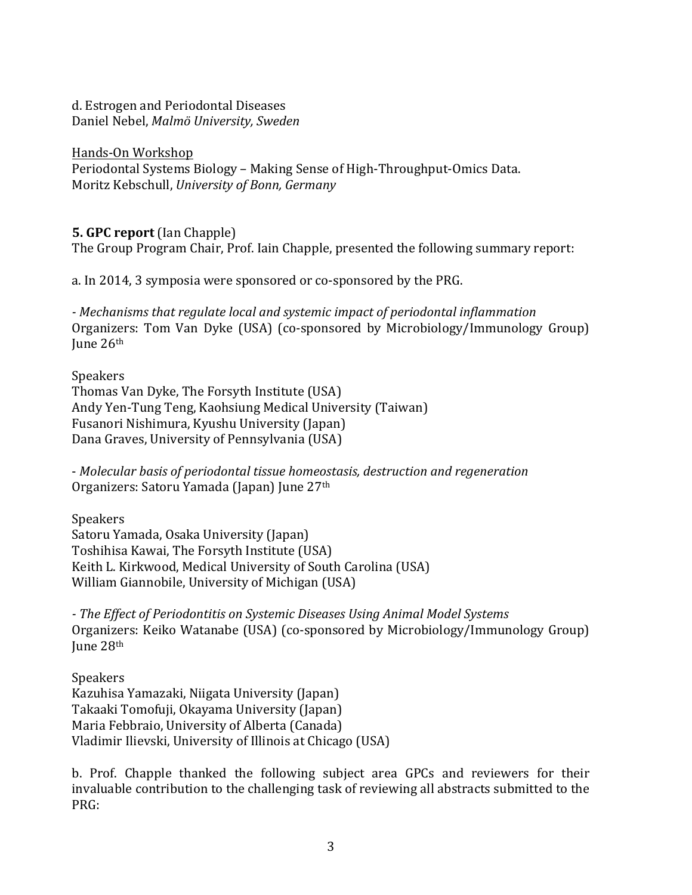d. Estrogen and Periodontal Diseases
Daniel Nebel, *Malmö University, Sweden*

Hands-On Workshop
Periodontal Systems Biology – Making Sense of High-Throughput-Omics Data.
Moritz Kebschull, *University of Bonn, Germany*

**5. GPC report** (Ian Chapple)
The Group Program Chair, Prof. Iain Chapple, presented the following summary report:

a. In 2014, 3 symposia were sponsored or co-sponsored by the PRG.

*- Mechanisms that regulate local and systemic impact of periodontal inflammation*
Organizers: Tom Van Dyke (USA) (co-sponsored by Microbiology/Immunology Group) June 26th

Speakers
Thomas Van Dyke, The Forsyth Institute (USA)
Andy Yen-Tung Teng, Kaohsiung Medical University (Taiwan)
Fusanori Nishimura, Kyushu University (Japan)
Dana Graves, University of Pennsylvania (USA)

*- Molecular basis of periodontal tissue homeostasis, destruction and regeneration*
Organizers: Satoru Yamada (Japan) June 27th

Speakers
Satoru Yamada, Osaka University (Japan)
Toshihisa Kawai, The Forsyth Institute (USA)
Keith L. Kirkwood, Medical University of South Carolina (USA)
William Giannobile, University of Michigan (USA)

*- The Effect of Periodontitis on Systemic Diseases Using Animal Model Systems*
Organizers: Keiko Watanabe (USA) (co-sponsored by Microbiology/Immunology Group) June 28th

Speakers
Kazuhisa Yamazaki, Niigata University (Japan)
Takaaki Tomofuji, Okayama University (Japan)
Maria Febbraio, University of Alberta (Canada)
Vladimir Ilievski, University of Illinois at Chicago (USA)

b. Prof. Chapple thanked the following subject area GPCs and reviewers for their invaluable contribution to the challenging task of reviewing all abstracts submitted to the PRG: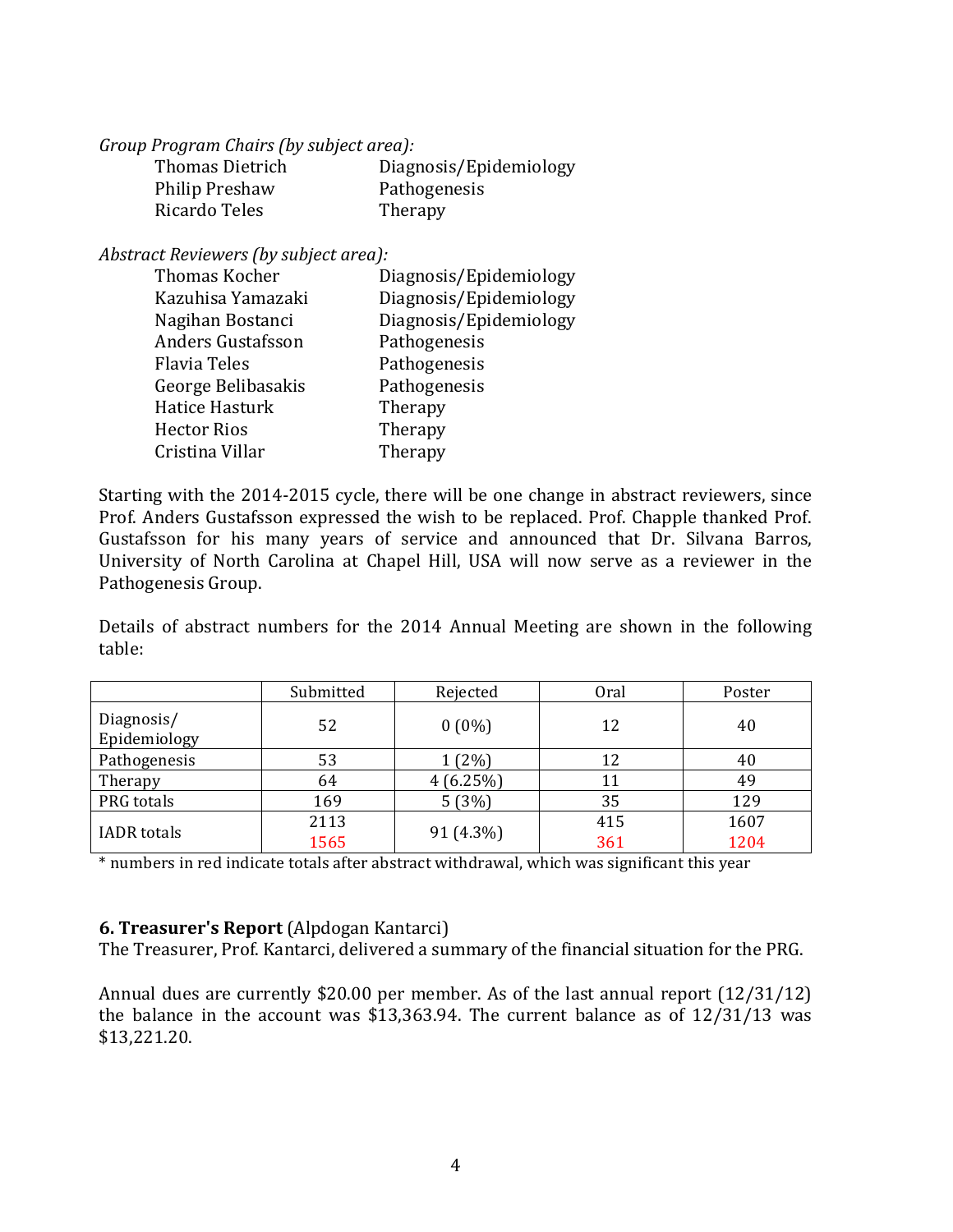*Group Program Chairs (by subject area):*

| | |
|---|---|
| Thomas Dietrich | Diagnosis/Epidemiology |
| Philip Preshaw | Pathogenesis |
| Ricardo Teles | Therapy |

*Abstract Reviewers (by subject area):*

| | |
|---|---|
| Thomas Kocher | Diagnosis/Epidemiology |
| Kazuhisa Yamazaki | Diagnosis/Epidemiology |
| Nagihan Bostanci | Diagnosis/Epidemiology |
| Anders Gustafsson | Pathogenesis |
| Flavia Teles | Pathogenesis |
| George Belibasakis | Pathogenesis |
| Hatice Hasturk | Therapy |
| Hector Rios | Therapy |
| Cristina Villar | Therapy |

Starting with the 2014-2015 cycle, there will be one change in abstract reviewers, since Prof. Anders Gustafsson expressed the wish to be replaced. Prof. Chapple thanked Prof. Gustafsson for his many years of service and announced that Dr. Silvana Barros, University of North Carolina at Chapel Hill, USA will now serve as a reviewer in the Pathogenesis Group.

Details of abstract numbers for the 2014 Annual Meeting are shown in the following table:

| | Submitted | Rejected | Oral | Poster |
|---|---|---|---|---|
| Diagnosis/ Epidemiology | 52 | 0 (0%) | 12 | 40 |
| Pathogenesis | 53 | 1 (2%) | 12 | 40 |
| Therapy | 64 | 4 (6.25%) | 11 | 49 |
| PRG totals | 169 | 5 (3%) | 35 | 129 |
| IADR totals | 2113<br>1565 | 91 (4.3%) | 415<br>361 | 1607<br>1204 |

\* numbers in red indicate totals after abstract withdrawal, which was significant this year

**6. Treasurer's Report** (Alpdogan Kantarci)

The Treasurer, Prof. Kantarci, delivered a summary of the financial situation for the PRG.

Annual dues are currently $20.00 per member. As of the last annual report (12/31/12) the balance in the account was $13,363.94. The current balance as of 12/31/13 was $13,221.20.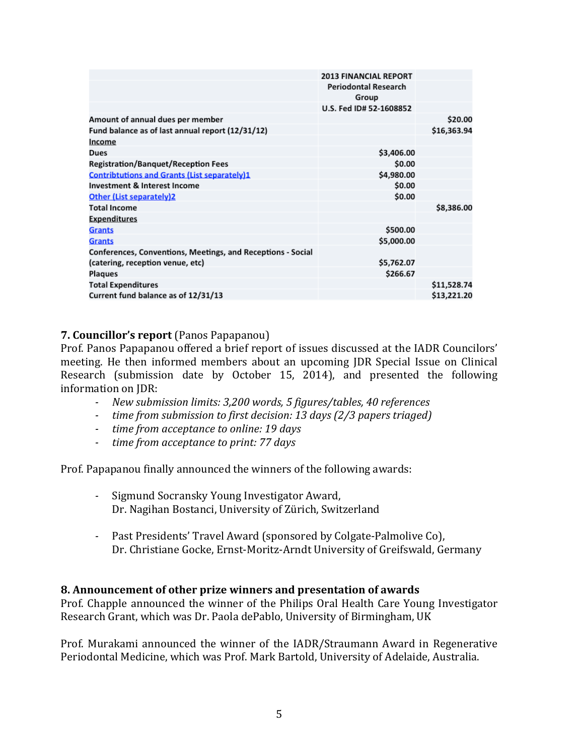| | 2013 FINANCIAL REPORT Periodontal Research Group U.S. Fed ID# 52-1608852 | |
|---|---|---|
| Amount of annual dues per member | | $20.00 |
| Fund balance as of last annual report (12/31/12) | | $16,363.94 |
| Income | | |
| Dues | $3,406.00 | |
| Registration/Banquet/Reception Fees | $0.00 | |
| Contribtutions and Grants (List separately)1 | $4,980.00 | |
| Investment & Interest Income | $0.00 | |
| Other (List separately)2 | $0.00 | |
| Total Income | | $8,386.00 |
| Expenditures | | |
| Grants | $500.00 | |
| Grants | $5,000.00 | |
| Conferences, Conventions, Meetings, and Receptions - Social (catering, reception venue, etc) | $5,762.07 | |
| Plaques | $266.67 | |
| Total Expenditures | | $11,528.74 |
| Current fund balance as of 12/31/13 | | $13,221.20 |

**7. Councillor's report** (Panos Papapanou)

Prof. Panos Papapanou offered a brief report of issues discussed at the IADR Councilors' meeting. He then informed members about an upcoming JDR Special Issue on Clinical Research (submission date by October 15, 2014), and presented the following information on JDR:

- *New submission limits: 3,200 words, 5 figures/tables, 40 references*
- *time from submission to first decision: 13 days (2/3 papers triaged)*
- *time from acceptance to online: 19 days*
- *time from acceptance to print: 77 days*

Prof. Papapanou finally announced the winners of the following awards:

- Sigmund Socransky Young Investigator Award,
  Dr. Nagihan Bostanci, University of Zürich, Switzerland

- Past Presidents' Travel Award (sponsored by Colgate-Palmolive Co),
  Dr. Christiane Gocke, Ernst-Moritz-Arndt University of Greifswald, Germany

**8. Announcement of other prize winners and presentation of awards**

Prof. Chapple announced the winner of the Philips Oral Health Care Young Investigator Research Grant, which was Dr. Paola dePablo, University of Birmingham, UK

Prof. Murakami announced the winner of the IADR/Straumann Award in Regenerative Periodontal Medicine, which was Prof. Mark Bartold, University of Adelaide, Australia.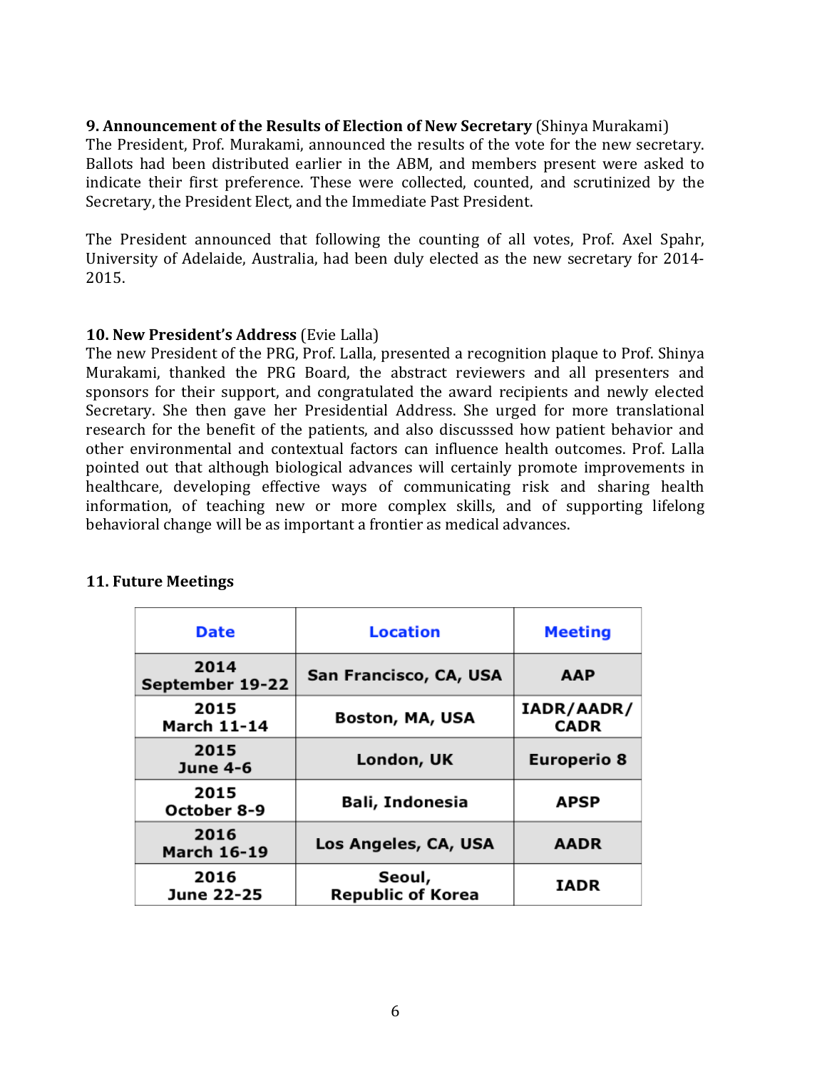**9. Announcement of the Results of Election of New Secretary** (Shinya Murakami)
The President, Prof. Murakami, announced the results of the vote for the new secretary. Ballots had been distributed earlier in the ABM, and members present were asked to indicate their first preference. These were collected, counted, and scrutinized by the Secretary, the President Elect, and the Immediate Past President.

The President announced that following the counting of all votes, Prof. Axel Spahr, University of Adelaide, Australia, had been duly elected as the new secretary for 2014-2015.

**10. New President's Address** (Evie Lalla)
The new President of the PRG, Prof. Lalla, presented a recognition plaque to Prof. Shinya Murakami, thanked the PRG Board, the abstract reviewers and all presenters and sponsors for their support, and congratulated the award recipients and newly elected Secretary. She then gave her Presidential Address. She urged for more translational research for the benefit of the patients, and also discusssed how patient behavior and other environmental and contextual factors can influence health outcomes. Prof. Lalla pointed out that although biological advances will certainly promote improvements in healthcare, developing effective ways of communicating risk and sharing health information, of teaching new or more complex skills, and of supporting lifelong behavioral change will be as important a frontier as medical advances.

**11. Future Meetings**

| Date | Location | Meeting |
|---|---|---|
| 2014 September 19-22 | San Francisco, CA, USA | AAP |
| 2015 March 11-14 | Boston, MA, USA | IADR/AADR/CADR |
| 2015 June 4-6 | London, UK | Europerio 8 |
| 2015 October 8-9 | Bali, Indonesia | APSP |
| 2016 March 16-19 | Los Angeles, CA, USA | AADR |
| 2016 June 22-25 | Seoul, Republic of Korea | IADR |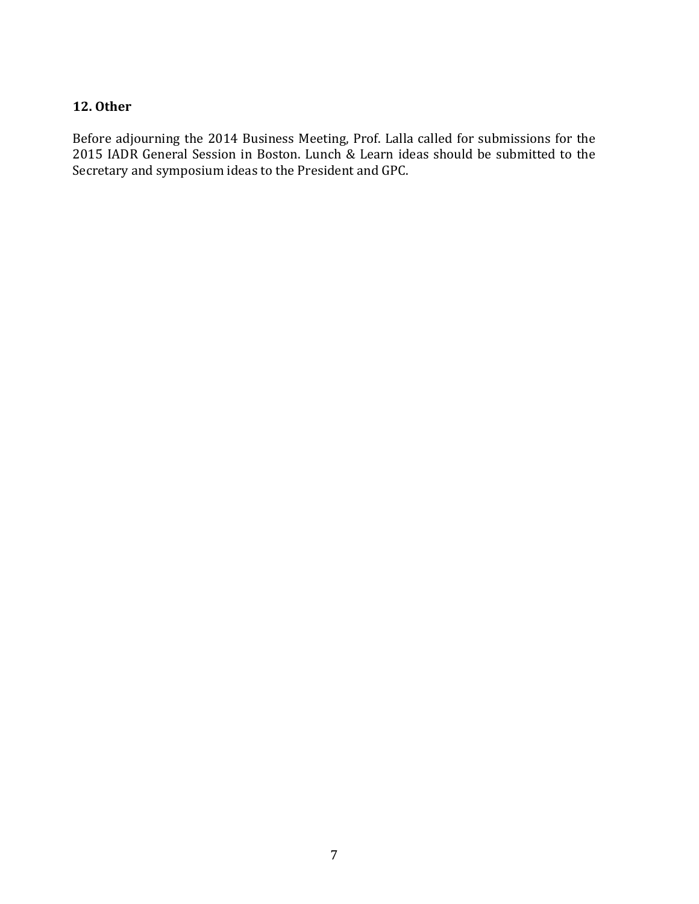## 12. Other

Before adjourning the 2014 Business Meeting, Prof. Lalla called for submissions for the 2015 IADR General Session in Boston. Lunch & Learn ideas should be submitted to the Secretary and symposium ideas to the President and GPC.